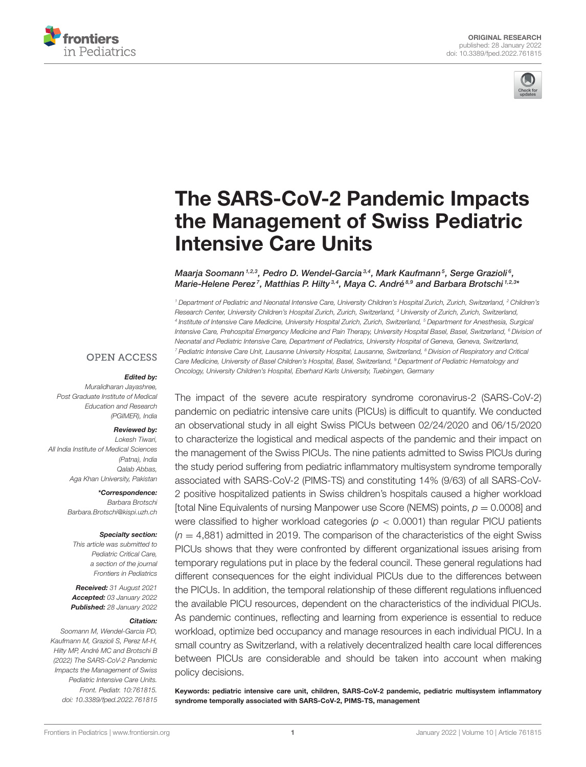ORIGINAL RESEARCH
published: 28 January 2022
doi: 10.3389/fped.2022.761815

# The SARS-CoV-2 Pandemic Impacts the Management of Swiss Pediatric Intensive Care Units

*Maarja Soomann[1,2,3], Pedro D. Wendel-Garcia[3,4], Mark Kaufmann[5], Serge Grazioli[6], Marie-Helene Perez[7], Matthias P. Hilty[3,4], Maya C. André[8,9] and Barbara Brotschi[1,2,3]\**

[1] Department of Pediatric and Neonatal Intensive Care, University Children's Hospital Zurich, Zurich, Switzerland, [2] Children's Research Center, University Children's Hospital Zurich, Zurich, Switzerland, [3] University of Zurich, Zurich, Switzerland, [4] Institute of Intensive Care Medicine, University Hospital Zurich, Zurich, Switzerland, [5] Department for Anesthesia, Surgical Intensive Care, Prehospital Emergency Medicine and Pain Therapy, University Hospital Basel, Basel, Switzerland, [6] Division of Neonatal and Pediatric Intensive Care, Department of Pediatrics, University Hospital of Geneva, Geneva, Switzerland, [7] Pediatric Intensive Care Unit, Lausanne University Hospital, Lausanne, Switzerland, [8] Division of Respiratory and Critical Care Medicine, University of Basel Children's Hospital, Basel, Switzerland, [9] Department of Pediatric Hematology and Oncology, University Children's Hospital, Eberhard Karls University, Tuebingen, Germany

OPEN ACCESS

***Edited by:***
Muralidharan Jayashree,
Post Graduate Institute of Medical Education and Research (PGIMER), India

***Reviewed by:***
Lokesh Tiwari,
All India Institute of Medical Sciences (Patna), India
Qalab Abbas,
Aga Khan University, Pakistan

***\*Correspondence:***
Barbara Brotschi
Barbara.Brotschi@kispi.uzh.ch

***Specialty section:***
This article was submitted to Pediatric Critical Care, a section of the journal Frontiers in Pediatrics

***Received:*** 31 August 2021
***Accepted:*** 03 January 2022
***Published:*** 28 January 2022

***Citation:***
Soomann M, Wendel-Garcia PD, Kaufmann M, Grazioli S, Perez M-H, Hilty MP, André MC and Brotschi B (2022) The SARS-CoV-2 Pandemic Impacts the Management of Swiss Pediatric Intensive Care Units. Front. Pediatr. 10:761815. doi: 10.3389/fped.2022.761815

The impact of the severe acute respiratory syndrome coronavirus-2 (SARS-CoV-2) pandemic on pediatric intensive care units (PICUs) is difficult to quantify. We conducted an observational study in all eight Swiss PICUs between 02/24/2020 and 06/15/2020 to characterize the logistical and medical aspects of the pandemic and their impact on the management of the Swiss PICUs. The nine patients admitted to Swiss PICUs during the study period suffering from pediatric inflammatory multisystem syndrome temporally associated with SARS-CoV-2 (PIMS-TS) and constituting 14% (9/63) of all SARS-CoV-2 positive hospitalized patients in Swiss children's hospitals caused a higher workload [total Nine Equivalents of nursing Manpower use Score (NEMS) points, $p = 0.0008$] and were classified to higher workload categories ($p < 0.0001$) than regular PICU patients ($n = 4,881$) admitted in 2019. The comparison of the characteristics of the eight Swiss PICUs shows that they were confronted by different organizational issues arising from temporary regulations put in place by the federal council. These general regulations had different consequences for the eight individual PICUs due to the differences between the PICUs. In addition, the temporal relationship of these different regulations influenced the available PICU resources, dependent on the characteristics of the individual PICUs. As pandemic continues, reflecting and learning from experience is essential to reduce workload, optimize bed occupancy and manage resources in each individual PICU. In a small country as Switzerland, with a relatively decentralized health care local differences between PICUs are considerable and should be taken into account when making policy decisions.

**Keywords: pediatric intensive care unit, children, SARS-CoV-2 pandemic, pediatric multisystem inflammatory syndrome temporally associated with SARS-CoV-2, PIMS-TS, management**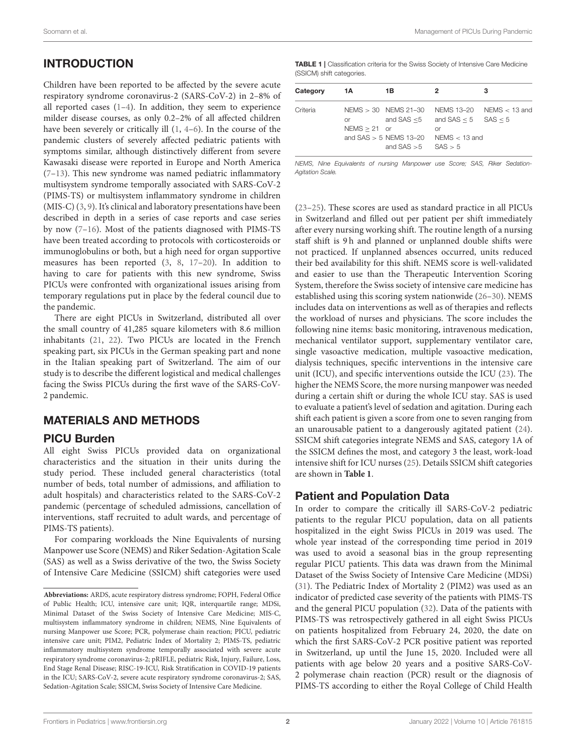## INTRODUCTION

Children have been reported to be affected by the severe acute respiratory syndrome coronavirus-2 (SARS-CoV-2) in 2–8% of all reported cases (1–4). In addition, they seem to experience milder disease courses, as only 0.2–2% of all affected children have been severely or critically ill (1, 4–6). In the course of the pandemic clusters of severely affected pediatric patients with symptoms similar, although distinctively different from severe Kawasaki disease were reported in Europe and North America (7–13). This new syndrome was named pediatric inflammatory multisystem syndrome temporally associated with SARS-CoV-2 (PIMS-TS) or multisystem inflammatory syndrome in children (MIS-C) (3, 9). It's clinical and laboratory presentations have been described in depth in a series of case reports and case series by now (7–16). Most of the patients diagnosed with PIMS-TS have been treated according to protocols with corticosteroids or immunoglobulins or both, but a high need for organ supportive measures has been reported (3, 8, 17–20). In addition to having to care for patients with this new syndrome, Swiss PICUs were confronted with organizational issues arising from temporary regulations put in place by the federal council due to the pandemic.

There are eight PICUs in Switzerland, distributed all over the small country of 41,285 square kilometers with 8.6 million inhabitants (21, 22). Two PICUs are located in the French speaking part, six PICUs in the German speaking part and none in the Italian speaking part of Switzerland. The aim of our study is to describe the different logistical and medical challenges facing the Swiss PICUs during the first wave of the SARS-CoV-2 pandemic.

## MATERIALS AND METHODS

### PICU Burden

All eight Swiss PICUs provided data on organizational characteristics and the situation in their units during the study period. These included general characteristics (total number of beds, total number of admissions, and affiliation to adult hospitals) and characteristics related to the SARS-CoV-2 pandemic (percentage of scheduled admissions, cancellation of interventions, staff recruited to adult wards, and percentage of PIMS-TS patients).

For comparing workloads the Nine Equivalents of nursing Manpower use Score (NEMS) and Riker Sedation-Agitation Scale (SAS) as well as a Swiss derivative of the two, the Swiss Society of Intensive Care Medicine (SSICM) shift categories were used (23–25). These scores are used as standard practice in all PICUs in Switzerland and filled out per patient per shift immediately after every nursing working shift. The routine length of a nursing staff shift is 9 h and planned or unplanned double shifts were not practiced. If unplanned absences occurred, units reduced their bed availability for this shift. NEMS score is well-validated and easier to use than the Therapeutic Intervention Scoring System, therefore the Swiss society of intensive care medicine has established using this scoring system nationwide (26–30). NEMS includes data on interventions as well as of therapies and reflects the workload of nurses and physicians. The score includes the following nine items: basic monitoring, intravenous medication, mechanical ventilator support, supplementary ventilator care, single vasoactive medication, multiple vasoactive medication, dialysis techniques, specific interventions in the intensive care unit (ICU), and specific interventions outside the ICU (23). The higher the NEMS Score, the more nursing manpower was needed during a certain shift or during the whole ICU stay. SAS is used to evaluate a patient's level of sedation and agitation. During each shift each patient is given a score from one to seven ranging from an unarousable patient to a dangerously agitated patient (24). SSICM shift categories integrate NEMS and SAS, category 1A of the SSICM defines the most, and category 3 the least, work-load intensive shift for ICU nurses (25). Details SSICM shift categories are shown in **Table 1**.

**TABLE 1** | Classification criteria for the Swiss Society of Intensive Care Medicine (SSICM) shift categories.

| Category | 1A | 1B | 2 | 3 |
|---|---|---|---|---|
| Criteria | NEMS > 30 or NEMS ≥ 21 and SAS > 5 | NEMS 21–30 and SAS ≤5 or NEMS 13–20 and SAS >5 | NEMS 13–20 and SAS ≤ 5 or NEMS < 13 and SAS > 5 | NEMS < 13 and SAS ≤ 5 |

*NEMS, Nine Equivalents of nursing Manpower use Score; SAS, Riker Sedation-Agitation Scale.*

### Patient and Population Data

In order to compare the critically ill SARS-CoV-2 pediatric patients to the regular PICU population, data on all patients hospitalized in the eight Swiss PICUs in 2019 was used. The whole year instead of the corresponding time period in 2019 was used to avoid a seasonal bias in the group representing regular PICU patients. This data was drawn from the Minimal Dataset of the Swiss Society of Intensive Care Medicine (MDSi) (31). The Pediatric Index of Mortality 2 (PIM2) was used as an indicator of predicted case severity of the patients with PIMS-TS and the general PICU population (32). Data of the patients with PIMS-TS was retrospectively gathered in all eight Swiss PICUs on patients hospitalized from February 24, 2020, the date on which the first SARS-CoV-2 PCR positive patient was reported in Switzerland, up until the June 15, 2020. Included were all patients with age below 20 years and a positive SARS-CoV-2 polymerase chain reaction (PCR) result or the diagnosis of PIMS-TS according to either the Royal College of Child Health

**Abbreviations:** ARDS, acute respiratory distress syndrome; FOPH, Federal Office of Public Health; ICU, intensive care unit; IQR, interquartile range; MDSi, Minimal Dataset of the Swiss Society of Intensive Care Medicine; MIS-C, multisystem inflammatory syndrome in children; NEMS, Nine Equivalents of nursing Manpower use Score; PCR, polymerase chain reaction; PICU, pediatric intensive care unit; PIM2, Pediatric Index of Mortality 2; PIMS-TS, pediatric inflammatory multisystem syndrome temporally associated with severe acute respiratory syndrome coronavirus-2; pRIFLE, pediatric Risk, Injury, Failure, Loss, End Stage Renal Disease; RISC-19-ICU, Risk Stratification in COVID-19 patients in the ICU; SARS-CoV-2, severe acute respiratory syndrome coronavirus-2; SAS, Sedation-Agitation Scale; SSICM, Swiss Society of Intensive Care Medicine.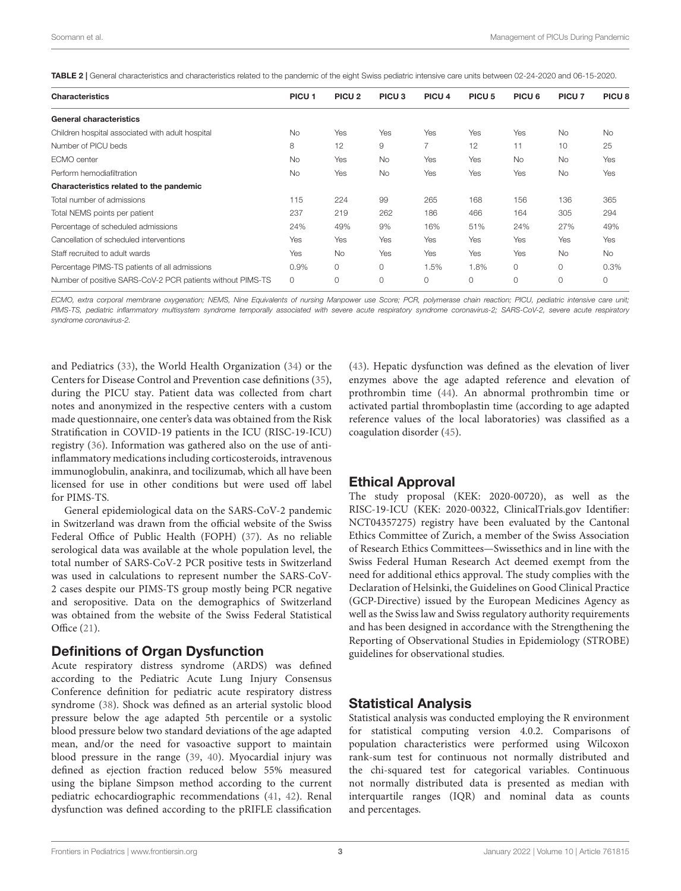**TABLE 2 |** General characteristics and characteristics related to the pandemic of the eight Swiss pediatric intensive care units between 02-24-2020 and 06-15-2020.

| Characteristics | PICU 1 | PICU 2 | PICU 3 | PICU 4 | PICU 5 | PICU 6 | PICU 7 | PICU 8 |
|---|---|---|---|---|---|---|---|---|
| **General characteristics** | | | | | | | | |
| Children hospital associated with adult hospital | No | Yes | Yes | Yes | Yes | Yes | No | No |
| Number of PICU beds | 8 | 12 | 9 | 7 | 12 | 11 | 10 | 25 |
| ECMO center | No | Yes | No | Yes | Yes | No | No | Yes |
| Perform hemodiafiltration | No | Yes | No | Yes | Yes | Yes | No | Yes |
| **Characteristics related to the pandemic** | | | | | | | | |
| Total number of admissions | 115 | 224 | 99 | 265 | 168 | 156 | 136 | 365 |
| Total NEMS points per patient | 237 | 219 | 262 | 186 | 466 | 164 | 305 | 294 |
| Percentage of scheduled admissions | 24% | 49% | 9% | 16% | 51% | 24% | 27% | 49% |
| Cancellation of scheduled interventions | Yes | Yes | Yes | Yes | Yes | Yes | Yes | Yes |
| Staff recruited to adult wards | Yes | No | Yes | Yes | Yes | Yes | No | No |
| Percentage PIMS-TS patients of all admissions | 0.9% | 0 | 0 | 1.5% | 1.8% | 0 | 0 | 0.3% |
| Number of positive SARS-CoV-2 PCR patients without PIMS-TS | 0 | 0 | 0 | 0 | 0 | 0 | 0 | 0 |

*ECMO, extra corporal membrane oxygenation; NEMS, Nine Equivalents of nursing Manpower use Score; PCR, polymerase chain reaction; PICU, pediatric intensive care unit; PIMS-TS, pediatric inflammatory multisystem syndrome temporally associated with severe acute respiratory syndrome coronavirus-2; SARS-CoV-2, severe acute respiratory syndrome coronavirus-2.*

and Pediatrics (33), the World Health Organization (34) or the Centers for Disease Control and Prevention case definitions (35), during the PICU stay. Patient data was collected from chart notes and anonymized in the respective centers with a custom made questionnaire, one center's data was obtained from the Risk Stratification in COVID-19 patients in the ICU (RISC-19-ICU) registry (36). Information was gathered also on the use of anti-inflammatory medications including corticosteroids, intravenous immunoglobulin, anakinra, and tocilizumab, which all have been licensed for use in other conditions but were used off label for PIMS-TS.

General epidemiological data on the SARS-CoV-2 pandemic in Switzerland was drawn from the official website of the Swiss Federal Office of Public Health (FOPH) (37). As no reliable serological data was available at the whole population level, the total number of SARS-CoV-2 PCR positive tests in Switzerland was used in calculations to represent number the SARS-CoV-2 cases despite our PIMS-TS group mostly being PCR negative and seropositive. Data on the demographics of Switzerland was obtained from the website of the Swiss Federal Statistical Office (21).

## Definitions of Organ Dysfunction

Acute respiratory distress syndrome (ARDS) was defined according to the Pediatric Acute Lung Injury Consensus Conference definition for pediatric acute respiratory distress syndrome (38). Shock was defined as an arterial systolic blood pressure below the age adapted 5th percentile or a systolic blood pressure below two standard deviations of the age adapted mean, and/or the need for vasoactive support to maintain blood pressure in the range (39, 40). Myocardial injury was defined as ejection fraction reduced below 55% measured using the biplane Simpson method according to the current pediatric echocardiographic recommendations (41, 42). Renal dysfunction was defined according to the pRIFLE classification (43). Hepatic dysfunction was defined as the elevation of liver enzymes above the age adapted reference and elevation of prothrombin time (44). An abnormal prothrombin time or activated partial thromboplastin time (according to age adapted reference values of the local laboratories) was classified as a coagulation disorder (45).

## Ethical Approval

The study proposal (KEK: 2020-00720), as well as the RISC-19-ICU (KEK: 2020-00322, ClinicalTrials.gov Identifier: NCT04357275) registry have been evaluated by the Cantonal Ethics Committee of Zurich, a member of the Swiss Association of Research Ethics Committees—Swissethics and in line with the Swiss Federal Human Research Act deemed exempt from the need for additional ethics approval. The study complies with the Declaration of Helsinki, the Guidelines on Good Clinical Practice (GCP-Directive) issued by the European Medicines Agency as well as the Swiss law and Swiss regulatory authority requirements and has been designed in accordance with the Strengthening the Reporting of Observational Studies in Epidemiology (STROBE) guidelines for observational studies.

## Statistical Analysis

Statistical analysis was conducted employing the R environment for statistical computing version 4.0.2. Comparisons of population characteristics were performed using Wilcoxon rank-sum test for continuous not normally distributed and the chi-squared test for categorical variables. Continuous not normally distributed data is presented as median with interquartile ranges (IQR) and nominal data as counts and percentages.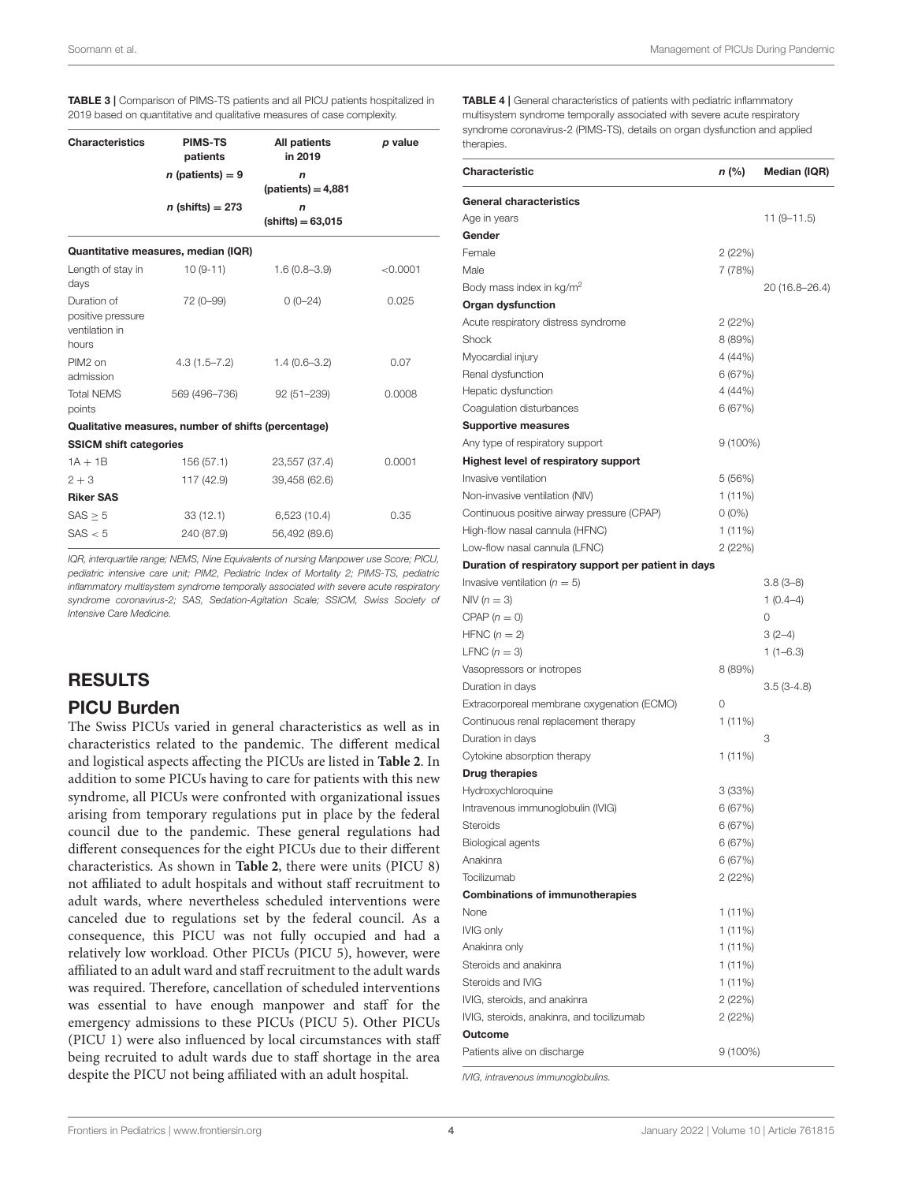**TABLE 3 |** Comparison of PIMS-TS patients and all PICU patients hospitalized in 2019 based on quantitative and qualitative measures of case complexity.

| Characteristics | PIMS-TS patients | All patients in 2019 | p value |
|---|---|---|---|
| | n (patients) = 9 | n (patients) = 4,881 | |
| | n (shifts) = 273 | n (shifts) = 63,015 | |
| **Quantitative measures, median (IQR)** | | | |
| Length of stay in days | 10 (9-11) | 1.6 (0.8–3.9) | <0.0001 |
| Duration of positive pressure ventilation in hours | 72 (0–99) | 0 (0–24) | 0.025 |
| PIM2 on admission | 4.3 (1.5–7.2) | 1.4 (0.6–3.2) | 0.07 |
| Total NEMS points | 569 (496–736) | 92 (51–239) | 0.0008 |
| **Qualitative measures, number of shifts (percentage)** | | | |
| **SSICM shift categories** | | | |
| 1A + 1B | 156 (57.1) | 23,557 (37.4) | 0.0001 |
| 2 + 3 | 117 (42.9) | 39,458 (62.6) | |
| **Riker SAS** | | | |
| SAS ≥ 5 | 33 (12.1) | 6,523 (10.4) | 0.35 |
| SAS < 5 | 240 (87.9) | 56,492 (89.6) | |

*IQR, interquartile range; NEMS, Nine Equivalents of nursing Manpower use Score; PICU, pediatric intensive care unit; PIM2, Pediatric Index of Mortality 2; PIMS-TS, pediatric inflammatory multisystem syndrome temporally associated with severe acute respiratory syndrome coronavirus-2; SAS, Sedation-Agitation Scale; SSICM, Swiss Society of Intensive Care Medicine.*

## RESULTS

### PICU Burden

The Swiss PICUs varied in general characteristics as well as in characteristics related to the pandemic. The different medical and logistical aspects affecting the PICUs are listed in **Table 2**. In addition to some PICUs having to care for patients with this new syndrome, all PICUs were confronted with organizational issues arising from temporary regulations put in place by the federal council due to the pandemic. These general regulations had different consequences for the eight PICUs due to their different characteristics. As shown in **Table 2**, there were units (PICU 8) not affiliated to adult hospitals and without staff recruitment to adult wards, where nevertheless scheduled interventions were canceled due to regulations set by the federal council. As a consequence, this PICU was not fully occupied and had a relatively low workload. Other PICUs (PICU 5), however, were affiliated to an adult ward and staff recruitment to the adult wards was required. Therefore, cancellation of scheduled interventions was essential to have enough manpower and staff for the emergency admissions to these PICUs (PICU 5). Other PICUs (PICU 1) were also influenced by local circumstances with staff being recruited to adult wards due to staff shortage in the area despite the PICU not being affiliated with an adult hospital.

**TABLE 4 |** General characteristics of patients with pediatric inflammatory multisystem syndrome temporally associated with severe acute respiratory syndrome coronavirus-2 (PIMS-TS), details on organ dysfunction and applied therapies.

| Characteristic | n (%) | Median (IQR) |
|---|---|---|
| **General characteristics** | | |
| Age in years | | 11 (9–11.5) |
| **Gender** | | |
| Female | 2 (22%) | |
| Male | 7 (78%) | |
| Body mass index in kg/m$^2$ | | 20 (16.8–26.4) |
| **Organ dysfunction** | | |
| Acute respiratory distress syndrome | 2 (22%) | |
| Shock | 8 (89%) | |
| Myocardial injury | 4 (44%) | |
| Renal dysfunction | 6 (67%) | |
| Hepatic dysfunction | 4 (44%) | |
| Coagulation disturbances | 6 (67%) | |
| **Supportive measures** | | |
| Any type of respiratory support | 9 (100%) | |
| **Highest level of respiratory support** | | |
| Invasive ventilation | 5 (56%) | |
| Non-invasive ventilation (NIV) | 1 (11%) | |
| Continuous positive airway pressure (CPAP) | 0 (0%) | |
| High-flow nasal cannula (HFNC) | 1 (11%) | |
| Low-flow nasal cannula (LFNC) | 2 (22%) | |
| **Duration of respiratory support per patient in days** | | |
| Invasive ventilation (n = 5) | | 3.8 (3–8) |
| NIV (n = 3) | | 1 (0.4–4) |
| CPAP (n = 0) | | 0 |
| HFNC (n = 2) | | 3 (2–4) |
| LFNC (n = 3) | | 1 (1–6.3) |
| Vasopressors or inotropes | 8 (89%) | |
| Duration in days | | 3.5 (3-4.8) |
| Extracorporeal membrane oxygenation (ECMO) | 0 | |
| Continuous renal replacement therapy | 1 (11%) | |
| Duration in days | | 3 |
| Cytokine absorption therapy | 1 (11%) | |
| **Drug therapies** | | |
| Hydroxychloroquine | 3 (33%) | |
| Intravenous immunoglobulin (IVIG) | 6 (67%) | |
| Steroids | 6 (67%) | |
| Biological agents | 6 (67%) | |
| Anakinra | 6 (67%) | |
| Tocilizumab | 2 (22%) | |
| **Combinations of immunotherapies** | | |
| None | 1 (11%) | |
| IVIG only | 1 (11%) | |
| Anakinra only | 1 (11%) | |
| Steroids and anakinra | 1 (11%) | |
| Steroids and IVIG | 1 (11%) | |
| IVIG, steroids, and anakinra | 2 (22%) | |
| IVIG, steroids, anakinra, and tocilizumab | 2 (22%) | |
| **Outcome** | | |
| Patients alive on discharge | 9 (100%) | |

*IVIG, intravenous immunoglobulins.*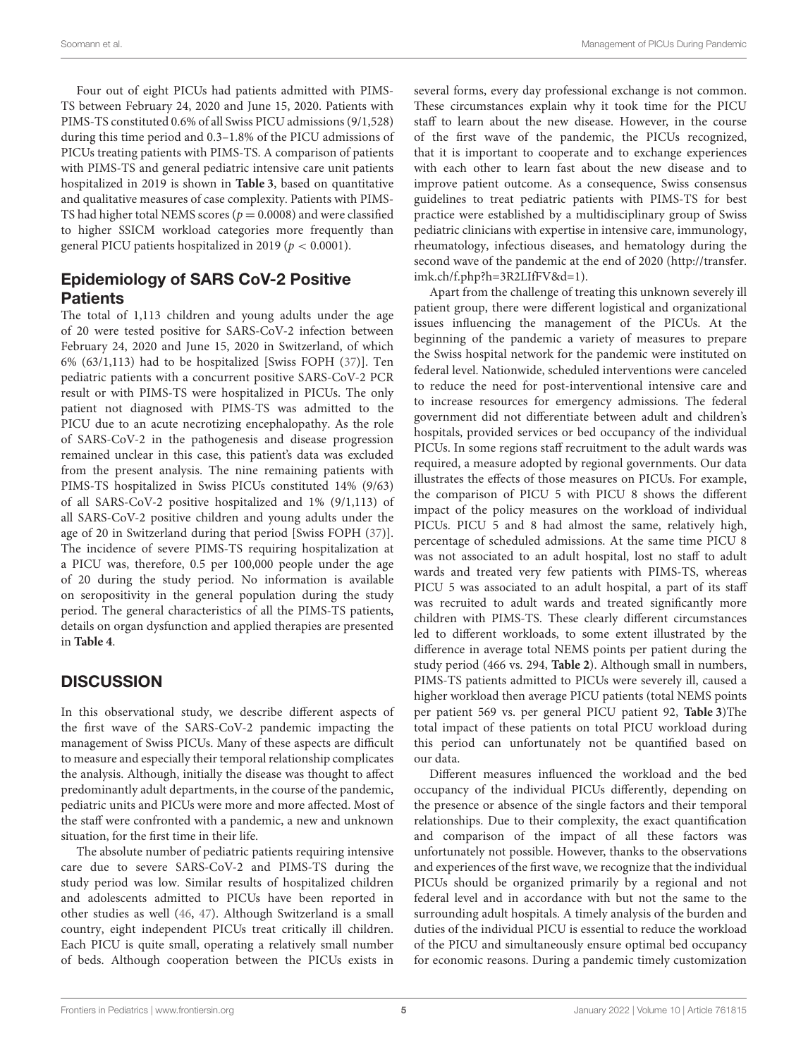Four out of eight PICUs had patients admitted with PIMS-TS between February 24, 2020 and June 15, 2020. Patients with PIMS-TS constituted 0.6% of all Swiss PICU admissions (9/1,528) during this time period and 0.3–1.8% of the PICU admissions of PICUs treating patients with PIMS-TS. A comparison of patients with PIMS-TS and general pediatric intensive care unit patients hospitalized in 2019 is shown in **Table 3**, based on quantitative and qualitative measures of case complexity. Patients with PIMS-TS had higher total NEMS scores ($p = 0.0008$) and were classified to higher SSICM workload categories more frequently than general PICU patients hospitalized in 2019 ($p < 0.0001$).

## Epidemiology of SARS CoV-2 Positive Patients

The total of 1,113 children and young adults under the age of 20 were tested positive for SARS-CoV-2 infection between February 24, 2020 and June 15, 2020 in Switzerland, of which 6% (63/1,113) had to be hospitalized [Swiss FOPH (37)]. Ten pediatric patients with a concurrent positive SARS-CoV-2 PCR result or with PIMS-TS were hospitalized in PICUs. The only patient not diagnosed with PIMS-TS was admitted to the PICU due to an acute necrotizing encephalopathy. As the role of SARS-CoV-2 in the pathogenesis and disease progression remained unclear in this case, this patient's data was excluded from the present analysis. The nine remaining patients with PIMS-TS hospitalized in Swiss PICUs constituted 14% (9/63) of all SARS-CoV-2 positive hospitalized and 1% (9/1,113) of all SARS-CoV-2 positive children and young adults under the age of 20 in Switzerland during that period [Swiss FOPH (37)]. The incidence of severe PIMS-TS requiring hospitalization at a PICU was, therefore, 0.5 per 100,000 people under the age of 20 during the study period. No information is available on seropositivity in the general population during the study period. The general characteristics of all the PIMS-TS patients, details on organ dysfunction and applied therapies are presented in **Table 4**.

## DISCUSSION

In this observational study, we describe different aspects of the first wave of the SARS-CoV-2 pandemic impacting the management of Swiss PICUs. Many of these aspects are difficult to measure and especially their temporal relationship complicates the analysis. Although, initially the disease was thought to affect predominantly adult departments, in the course of the pandemic, pediatric units and PICUs were more and more affected. Most of the staff were confronted with a pandemic, a new and unknown situation, for the first time in their life.

The absolute number of pediatric patients requiring intensive care due to severe SARS-CoV-2 and PIMS-TS during the study period was low. Similar results of hospitalized children and adolescents admitted to PICUs have been reported in other studies as well (46, 47). Although Switzerland is a small country, eight independent PICUs treat critically ill children. Each PICU is quite small, operating a relatively small number of beds. Although cooperation between the PICUs exists in several forms, every day professional exchange is not common. These circumstances explain why it took time for the PICU staff to learn about the new disease. However, in the course of the first wave of the pandemic, the PICUs recognized, that it is important to cooperate and to exchange experiences with each other to learn fast about the new disease and to improve patient outcome. As a consequence, Swiss consensus guidelines to treat pediatric patients with PIMS-TS for best practice were established by a multidisciplinary group of Swiss pediatric clinicians with expertise in intensive care, immunology, rheumatology, infectious diseases, and hematology during the second wave of the pandemic at the end of 2020 (http://transfer.imk.ch/f.php?h=3R2LIfFV&d=1).

Apart from the challenge of treating this unknown severely ill patient group, there were different logistical and organizational issues influencing the management of the PICUs. At the beginning of the pandemic a variety of measures to prepare the Swiss hospital network for the pandemic were instituted on federal level. Nationwide, scheduled interventions were canceled to reduce the need for post-interventional intensive care and to increase resources for emergency admissions. The federal government did not differentiate between adult and children's hospitals, provided services or bed occupancy of the individual PICUs. In some regions staff recruitment to the adult wards was required, a measure adopted by regional governments. Our data illustrates the effects of those measures on PICUs. For example, the comparison of PICU 5 with PICU 8 shows the different impact of the policy measures on the workload of individual PICUs. PICU 5 and 8 had almost the same, relatively high, percentage of scheduled admissions. At the same time PICU 8 was not associated to an adult hospital, lost no staff to adult wards and treated very few patients with PIMS-TS, whereas PICU 5 was associated to an adult hospital, a part of its staff was recruited to adult wards and treated significantly more children with PIMS-TS. These clearly different circumstances led to different workloads, to some extent illustrated by the difference in average total NEMS points per patient during the study period (466 vs. 294, **Table 2**). Although small in numbers, PIMS-TS patients admitted to PICUs were severely ill, caused a higher workload then average PICU patients (total NEMS points per patient 569 vs. per general PICU patient 92, **Table 3**)The total impact of these patients on total PICU workload during this period can unfortunately not be quantified based on our data.

Different measures influenced the workload and the bed occupancy of the individual PICUs differently, depending on the presence or absence of the single factors and their temporal relationships. Due to their complexity, the exact quantification and comparison of the impact of all these factors was unfortunately not possible. However, thanks to the observations and experiences of the first wave, we recognize that the individual PICUs should be organized primarily by a regional and not federal level and in accordance with but not the same to the surrounding adult hospitals. A timely analysis of the burden and duties of the individual PICU is essential to reduce the workload of the PICU and simultaneously ensure optimal bed occupancy for economic reasons. During a pandemic timely customization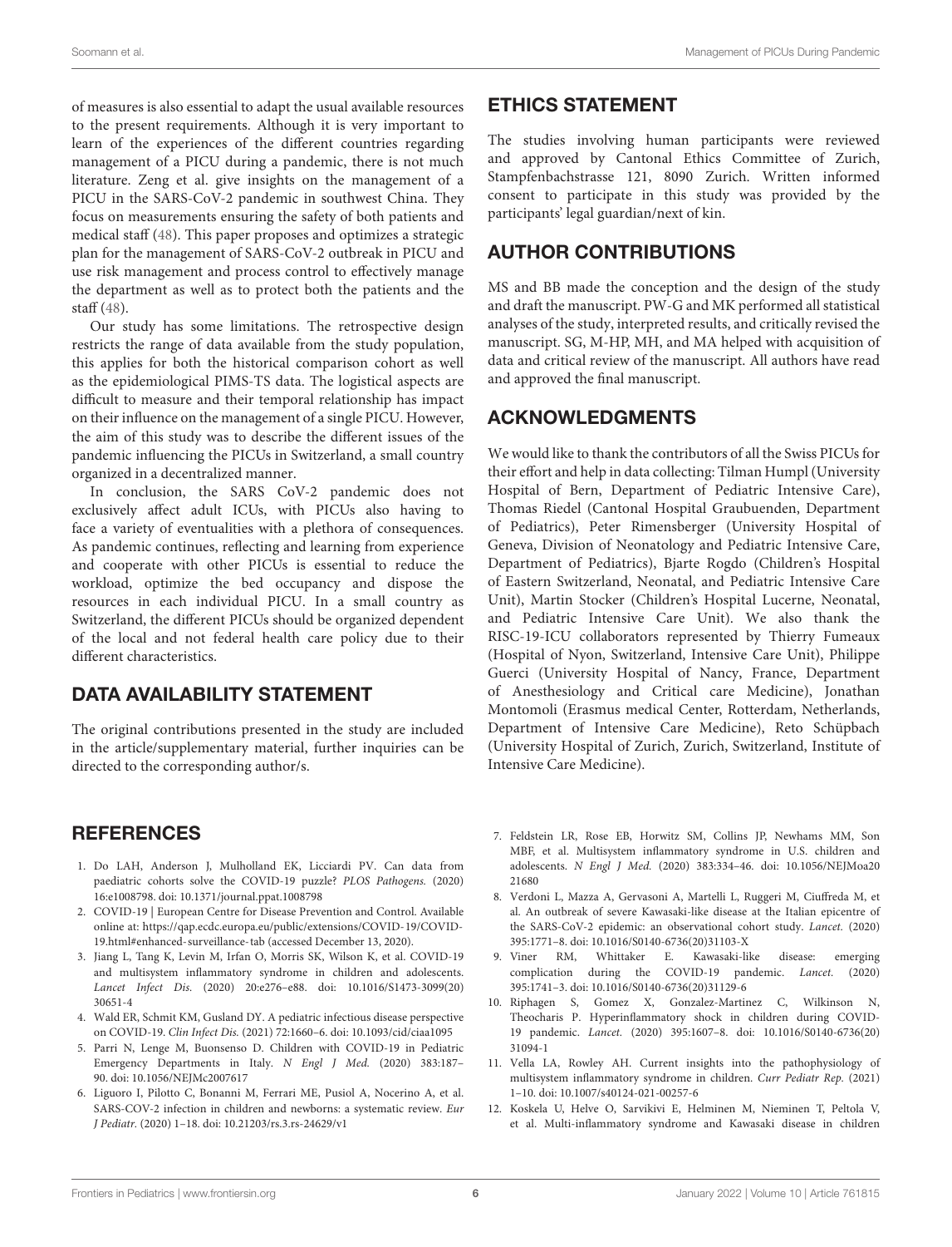of measures is also essential to adapt the usual available resources to the present requirements. Although it is very important to learn of the experiences of the different countries regarding management of a PICU during a pandemic, there is not much literature. Zeng et al. give insights on the management of a PICU in the SARS-CoV-2 pandemic in southwest China. They focus on measurements ensuring the safety of both patients and medical staff (48). This paper proposes and optimizes a strategic plan for the management of SARS-CoV-2 outbreak in PICU and use risk management and process control to effectively manage the department as well as to protect both the patients and the staff (48).

Our study has some limitations. The retrospective design restricts the range of data available from the study population, this applies for both the historical comparison cohort as well as the epidemiological PIMS-TS data. The logistical aspects are difficult to measure and their temporal relationship has impact on their influence on the management of a single PICU. However, the aim of this study was to describe the different issues of the pandemic influencing the PICUs in Switzerland, a small country organized in a decentralized manner.

In conclusion, the SARS CoV-2 pandemic does not exclusively affect adult ICUs, with PICUs also having to face a variety of eventualities with a plethora of consequences. As pandemic continues, reflecting and learning from experience and cooperate with other PICUs is essential to reduce the workload, optimize the bed occupancy and dispose the resources in each individual PICU. In a small country as Switzerland, the different PICUs should be organized dependent of the local and not federal health care policy due to their different characteristics.

## DATA AVAILABILITY STATEMENT

The original contributions presented in the study are included in the article/supplementary material, further inquiries can be directed to the corresponding author/s.

## ETHICS STATEMENT

The studies involving human participants were reviewed and approved by Cantonal Ethics Committee of Zurich, Stampfenbachstrasse 121, 8090 Zurich. Written informed consent to participate in this study was provided by the participants' legal guardian/next of kin.

## AUTHOR CONTRIBUTIONS

MS and BB made the conception and the design of the study and draft the manuscript. PW-G and MK performed all statistical analyses of the study, interpreted results, and critically revised the manuscript. SG, M-HP, MH, and MA helped with acquisition of data and critical review of the manuscript. All authors have read and approved the final manuscript.

## ACKNOWLEDGMENTS

We would like to thank the contributors of all the Swiss PICUs for their effort and help in data collecting: Tilman Humpl (University Hospital of Bern, Department of Pediatric Intensive Care), Thomas Riedel (Cantonal Hospital Graubuenden, Department of Pediatrics), Peter Rimensberger (University Hospital of Geneva, Division of Neonatology and Pediatric Intensive Care, Department of Pediatrics), Bjarte Rogdo (Children's Hospital of Eastern Switzerland, Neonatal, and Pediatric Intensive Care Unit), Martin Stocker (Children's Hospital Lucerne, Neonatal, and Pediatric Intensive Care Unit). We also thank the RISC-19-ICU collaborators represented by Thierry Fumeaux (Hospital of Nyon, Switzerland, Intensive Care Unit), Philippe Guerci (University Hospital of Nancy, France, Department of Anesthesiology and Critical care Medicine), Jonathan Montomoli (Erasmus medical Center, Rotterdam, Netherlands, Department of Intensive Care Medicine), Reto Schüpbach (University Hospital of Zurich, Zurich, Switzerland, Institute of Intensive Care Medicine).

## REFERENCES

1. Do LAH, Anderson J, Mulholland EK, Licciardi PV. Can data from paediatric cohorts solve the COVID-19 puzzle? *PLOS Pathogens.* (2020) 16:e1008798. doi: 10.1371/journal.ppat.1008798
2. COVID-19 | European Centre for Disease Prevention and Control. Available online at: https://qap.ecdc.europa.eu/public/extensions/COVID-19/COVID-19.html#enhanced-surveillance-tab (accessed December 13, 2020).
3. Jiang L, Tang K, Levin M, Irfan O, Morris SK, Wilson K, et al. COVID-19 and multisystem inflammatory syndrome in children and adolescents. *Lancet Infect Dis.* (2020) 20:e276–e88. doi: 10.1016/S1473-3099(20)30651-4
4. Wald ER, Schmit KM, Gusland DY. A pediatric infectious disease perspective on COVID-19. *Clin Infect Dis.* (2021) 72:1660–6. doi: 10.1093/cid/ciaa1095
5. Parri N, Lenge M, Buonsenso D. Children with COVID-19 in Pediatric Emergency Departments in Italy. *N Engl J Med.* (2020) 383:187–90. doi: 10.1056/NEJMc2007617
6. Liguoro I, Pilotto C, Bonanni M, Ferrari ME, Pusiol A, Nocerino A, et al. SARS-COV-2 infection in children and newborns: a systematic review. *Eur J Pediatr.* (2020) 1–18. doi: 10.21203/rs.3.rs-24629/v1
7. Feldstein LR, Rose EB, Horwitz SM, Collins JP, Newhams MM, Son MBF, et al. Multisystem inflammatory syndrome in U.S. children and adolescents. *N Engl J Med.* (2020) 383:334–46. doi: 10.1056/NEJMoa2021680
8. Verdoni L, Mazza A, Gervasoni A, Martelli L, Ruggeri M, Ciuffreda M, et al. An outbreak of severe Kawasaki-like disease at the Italian epicentre of the SARS-CoV-2 epidemic: an observational cohort study. *Lancet.* (2020) 395:1771–8. doi: 10.1016/S0140-6736(20)31103-X
9. Viner RM, Whittaker E. Kawasaki-like disease: emerging complication during the COVID-19 pandemic. *Lancet.* (2020) 395:1741–3. doi: 10.1016/S0140-6736(20)31129-6
10. Riphagen S, Gomez X, Gonzalez-Martinez C, Wilkinson N, Theocharis P. Hyperinflammatory shock in children during COVID-19 pandemic. *Lancet.* (2020) 395:1607–8. doi: 10.1016/S0140-6736(20)31094-1
11. Vella LA, Rowley AH. Current insights into the pathophysiology of multisystem inflammatory syndrome in children. *Curr Pediatr Rep.* (2021) 1–10. doi: 10.1007/s40124-021-00257-6
12. Koskela U, Helve O, Sarvikivi E, Helminen M, Nieminen T, Peltola V, et al. Multi-inflammatory syndrome and Kawasaki disease in children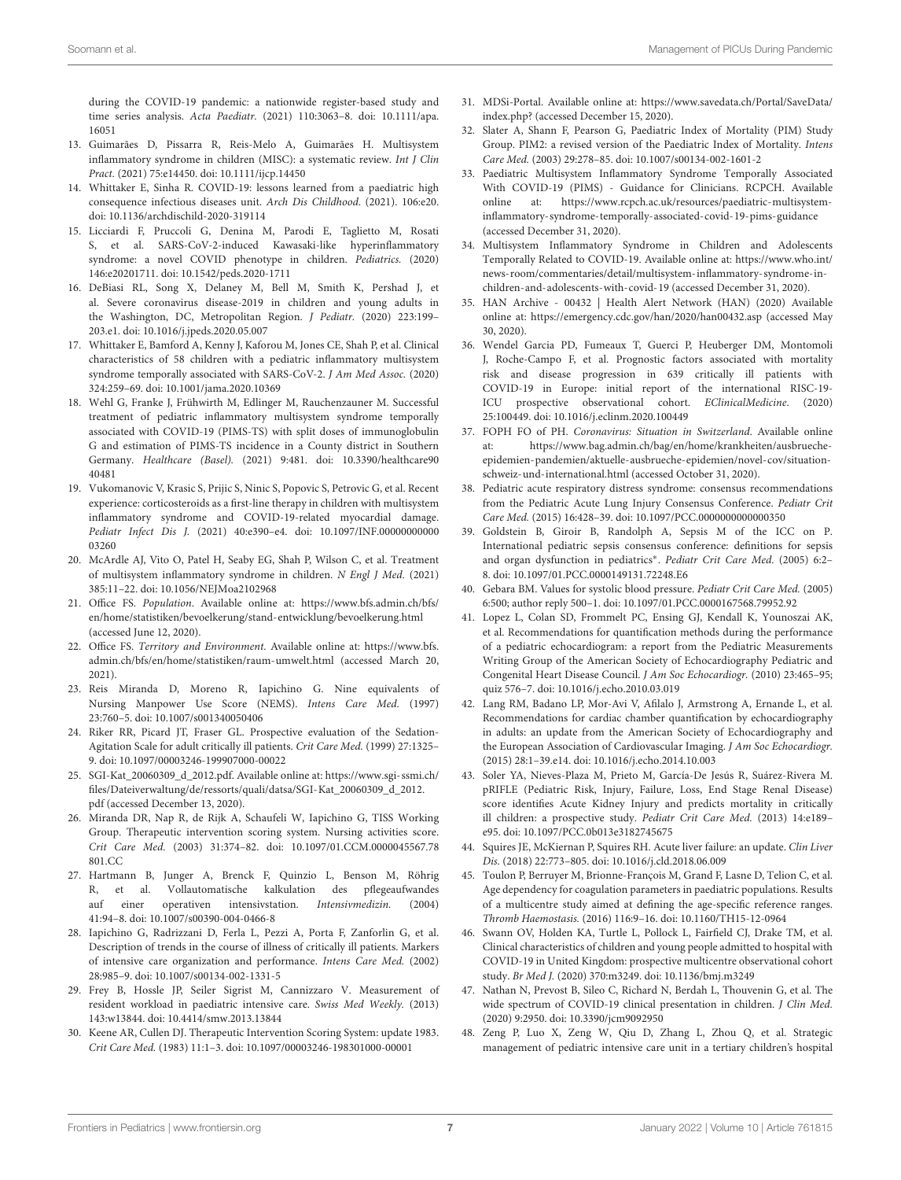during the COVID-19 pandemic: a nationwide register-based study and time series analysis. *Acta Paediatr.* (2021) 110:3063–8. doi: 10.1111/apa.16051

13. Guimarães D, Pissarra R, Reis-Melo A, Guimarães H. Multisystem inflammatory syndrome in children (MISC): a systematic review. *Int J Clin Pract.* (2021) 75:e14450. doi: 10.1111/ijcp.14450
14. Whittaker E, Sinha R. COVID-19: lessons learned from a paediatric high consequence infectious diseases unit. *Arch Dis Childhood.* (2021). 106:e20. doi: 10.1136/archdischild-2020-319114
15. Licciardi F, Pruccoli G, Denina M, Parodi E, Taglietto M, Rosati S, et al. SARS-CoV-2-induced Kawasaki-like hyperinflammatory syndrome: a novel COVID phenotype in children. *Pediatrics.* (2020) 146:e20201711. doi: 10.1542/peds.2020-1711
16. DeBiasi RL, Song X, Delaney M, Bell M, Smith K, Pershad J, et al. Severe coronavirus disease-2019 in children and young adults in the Washington, DC, Metropolitan Region. *J Pediatr.* (2020) 223:199–203.e1. doi: 10.1016/j.jpeds.2020.05.007
17. Whittaker E, Bamford A, Kenny J, Kaforou M, Jones CE, Shah P, et al. Clinical characteristics of 58 children with a pediatric inflammatory multisystem syndrome temporally associated with SARS-CoV-2. *J Am Med Assoc.* (2020) 324:259–69. doi: 10.1001/jama.2020.10369
18. Wehl G, Franke J, Frühwirth M, Edlinger M, Rauchenzauner M. Successful treatment of pediatric inflammatory multisystem syndrome temporally associated with COVID-19 (PIMS-TS) with split doses of immunoglobulin G and estimation of PIMS-TS incidence in a County district in Southern Germany. *Healthcare (Basel).* (2021) 9:481. doi: 10.3390/healthcare9040481
19. Vukomanovic V, Krasic S, Prijic S, Ninic S, Popovic S, Petrovic G, et al. Recent experience: corticosteroids as a first-line therapy in children with multisystem inflammatory syndrome and COVID-19-related myocardial damage. *Pediatr Infect Dis J.* (2021) 40:e390–e4. doi: 10.1097/INF.0000000000003260
20. McArdle AJ, Vito O, Patel H, Seaby EG, Shah P, Wilson C, et al. Treatment of multisystem inflammatory syndrome in children. *N Engl J Med.* (2021) 385:11–22. doi: 10.1056/NEJMoa2102968
21. Office FS. *Population*. Available online at: https://www.bfs.admin.ch/bfs/en/home/statistiken/bevoelkerung/stand-entwicklung/bevoelkerung.html (accessed June 12, 2020).
22. Office FS. *Territory and Environment*. Available online at: https://www.bfs.admin.ch/bfs/en/home/statistiken/raum-umwelt.html (accessed March 20, 2021).
23. Reis Miranda D, Moreno R, Iapichino G. Nine equivalents of Nursing Manpower Use Score (NEMS). *Intens Care Med.* (1997) 23:760–5. doi: 10.1007/s001340050406
24. Riker RR, Picard JT, Fraser GL. Prospective evaluation of the Sedation-Agitation Scale for adult critically ill patients. *Crit Care Med.* (1999) 27:1325–9. doi: 10.1097/00003246-199907000-00022
25. SGI-Kat_20060309_d_2012.pdf. Available online at: https://www.sgi-ssmi.ch/files/Dateiverwaltung/de/ressorts/quali/datsa/SGI-Kat_20060309_d_2012.pdf (accessed December 13, 2020).
26. Miranda DR, Nap R, de Rijk A, Schaufeli W, Iapichino G, TISS Working Group. Therapeutic intervention scoring system. Nursing activities score. *Crit Care Med.* (2003) 31:374–82. doi: 10.1097/01.CCM.0000045567.78801.CC
27. Hartmann B, Junger A, Brenck F, Quinzio L, Benson M, Röhrig R, et al. Vollautomatische kalkulation des pflegeaufwandes auf einer operativen intensivstation. *Intensivmedizin.* (2004) 41:94–8. doi: 10.1007/s00390-004-0466-8
28. Iapichino G, Radrizzani D, Ferla L, Pezzi A, Porta F, Zanforlin G, et al. Description of trends in the course of illness of critically ill patients. Markers of intensive care organization and performance. *Intens Care Med.* (2002) 28:985–9. doi: 10.1007/s00134-002-1331-5
29. Frey B, Hossle JP, Seiler Sigrist M, Cannizzaro V. Measurement of resident workload in paediatric intensive care. *Swiss Med Weekly.* (2013) 143:w13844. doi: 10.4414/smw.2013.13844
30. Keene AR, Cullen DJ. Therapeutic Intervention Scoring System: update 1983. *Crit Care Med.* (1983) 11:1–3. doi: 10.1097/00003246-198301000-00001
31. MDSi-Portal. Available online at: https://www.savedata.ch/Portal/SaveData/index.php? (accessed December 15, 2020).
32. Slater A, Shann F, Pearson G, Paediatric Index of Mortality (PIM) Study Group. PIM2: a revised version of the Paediatric Index of Mortality. *Intens Care Med.* (2003) 29:278–85. doi: 10.1007/s00134-002-1601-2
33. Paediatric Multisystem Inflammatory Syndrome Temporally Associated With COVID-19 (PIMS) - Guidance for Clinicians. RCPCH. Available online at: https://www.rcpch.ac.uk/resources/paediatric-multisystem-inflammatory-syndrome-temporally-associated-covid-19-pims-guidance (accessed December 31, 2020).
34. Multisystem Inflammatory Syndrome in Children and Adolescents Temporally Related to COVID-19. Available online at: https://www.who.int/news-room/commentaries/detail/multisystem-inflammatory-syndrome-in-children-and-adolescents-with-covid-19 (accessed December 31, 2020).
35. HAN Archive - 00432 | Health Alert Network (HAN) (2020) Available online at: https://emergency.cdc.gov/han/2020/han00432.asp (accessed May 30, 2020).
36. Wendel Garcia PD, Fumeaux T, Guerci P, Heuberger DM, Montomoli J, Roche-Campo F, et al. Prognostic factors associated with mortality risk and disease progression in 639 critically ill patients with COVID-19 in Europe: initial report of the international RISC-19-ICU prospective observational cohort. *EClinicalMedicine.* (2020) 25:100449. doi: 10.1016/j.eclinm.2020.100449
37. FOPH FO of PH. *Coronavirus: Situation in Switzerland*. Available online at: https://www.bag.admin.ch/bag/en/home/krankheiten/ausbrueche-epidemien-pandemien/aktuelle-ausbrueche-epidemien/novel-cov/situation-schweiz-und-international.html (accessed October 31, 2020).
38. Pediatric acute respiratory distress syndrome: consensus recommendations from the Pediatric Acute Lung Injury Consensus Conference. *Pediatr Crit Care Med.* (2015) 16:428–39. doi: 10.1097/PCC.0000000000000350
39. Goldstein B, Giroir B, Randolph A, Sepsis M of the ICC on P. International pediatric sepsis consensus conference: definitions for sepsis and organ dysfunction in pediatrics*. *Pediatr Crit Care Med.* (2005) 6:2–8. doi: 10.1097/01.PCC.0000149131.72248.E6
40. Gebara BM. Values for systolic blood pressure. *Pediatr Crit Care Med.* (2005) 6:500; author reply 500–1. doi: 10.1097/01.PCC.0000167568.79952.92
41. Lopez L, Colan SD, Frommelt PC, Ensing GJ, Kendall K, Younoszai AK, et al. Recommendations for quantification methods during the performance of a pediatric echocardiogram: a report from the Pediatric Measurements Writing Group of the American Society of Echocardiography Pediatric and Congenital Heart Disease Council. *J Am Soc Echocardiogr.* (2010) 23:465–95; quiz 576–7. doi: 10.1016/j.echo.2010.03.019
42. Lang RM, Badano LP, Mor-Avi V, Afilalo J, Armstrong A, Ernande L, et al. Recommendations for cardiac chamber quantification by echocardiography in adults: an update from the American Society of Echocardiography and the European Association of Cardiovascular Imaging. *J Am Soc Echocardiogr.* (2015) 28:1–39.e14. doi: 10.1016/j.echo.2014.10.003
43. Soler YA, Nieves-Plaza M, Prieto M, García-De Jesús R, Suárez-Rivera M. pRIFLE (Pediatric Risk, Injury, Failure, Loss, End Stage Renal Disease) score identifies Acute Kidney Injury and predicts mortality in critically ill children: a prospective study. *Pediatr Crit Care Med.* (2013) 14:e189–e95. doi: 10.1097/PCC.0b013e3182745675
44. Squires JE, McKiernan P, Squires RH. Acute liver failure: an update. *Clin Liver Dis.* (2018) 22:773–805. doi: 10.1016/j.cld.2018.06.009
45. Toulon P, Berruyer M, Brionne-François M, Grand F, Lasne D, Telion C, et al. Age dependency for coagulation parameters in paediatric populations. Results of a multicentre study aimed at defining the age-specific reference ranges. *Thromb Haemostasis.* (2016) 116:9–16. doi: 10.1160/TH15-12-0964
46. Swann OV, Holden KA, Turtle L, Pollock L, Fairfield CJ, Drake TM, et al. Clinical characteristics of children and young people admitted to hospital with COVID-19 in United Kingdom: prospective multicentre observational cohort study. *Br Med J.* (2020) 370:m3249. doi: 10.1136/bmj.m3249
47. Nathan N, Prevost B, Sileo C, Richard N, Berdah L, Thouvenin G, et al. The wide spectrum of COVID-19 clinical presentation in children. *J Clin Med.* (2020) 9:2950. doi: 10.3390/jcm9092950
48. Zeng P, Luo X, Zeng W, Qiu D, Zhang L, Zhou Q, et al. Strategic management of pediatric intensive care unit in a tertiary children's hospital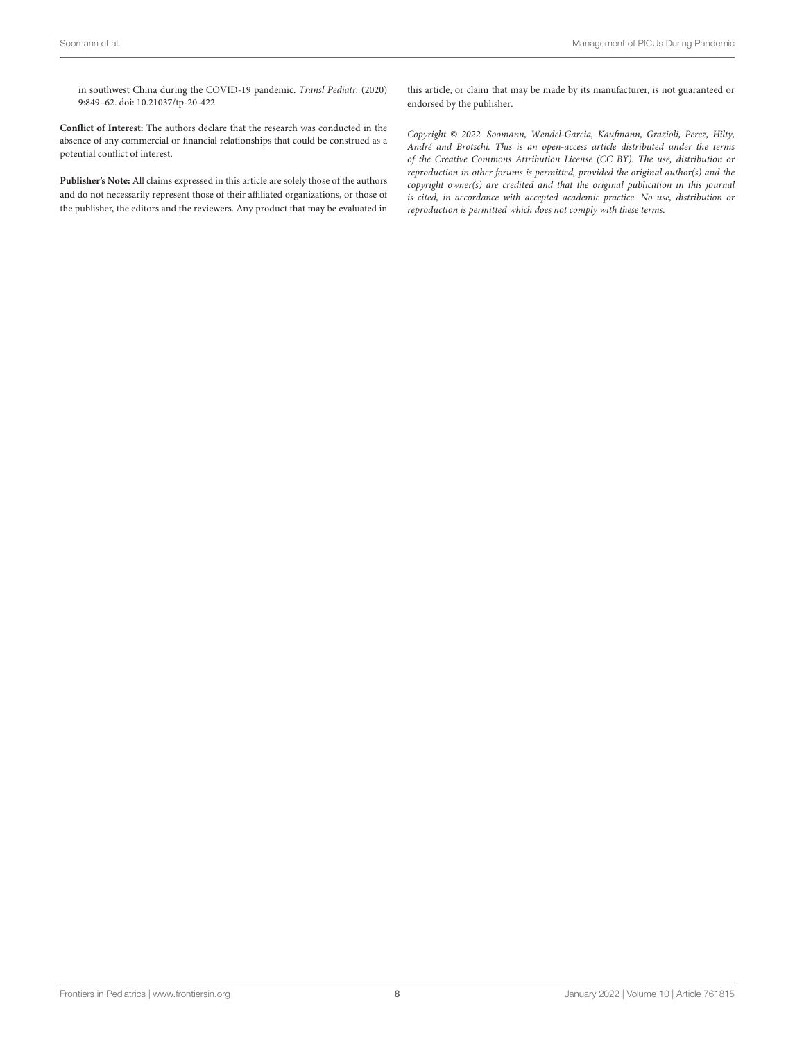in southwest China during the COVID-19 pandemic. *Transl Pediatr.* (2020) 9:849–62. doi: 10.21037/tp-20-422

**Conflict of Interest:** The authors declare that the research was conducted in the absence of any commercial or financial relationships that could be construed as a potential conflict of interest.

**Publisher's Note:** All claims expressed in this article are solely those of the authors and do not necessarily represent those of their affiliated organizations, or those of the publisher, the editors and the reviewers. Any product that may be evaluated in this article, or claim that may be made by its manufacturer, is not guaranteed or endorsed by the publisher.

*Copyright © 2022 Soomann, Wendel-Garcia, Kaufmann, Grazioli, Perez, Hilty, André and Brotschi. This is an open-access article distributed under the terms of the Creative Commons Attribution License (CC BY). The use, distribution or reproduction in other forums is permitted, provided the original author(s) and the copyright owner(s) are credited and that the original publication in this journal is cited, in accordance with accepted academic practice. No use, distribution or reproduction is permitted which does not comply with these terms.*